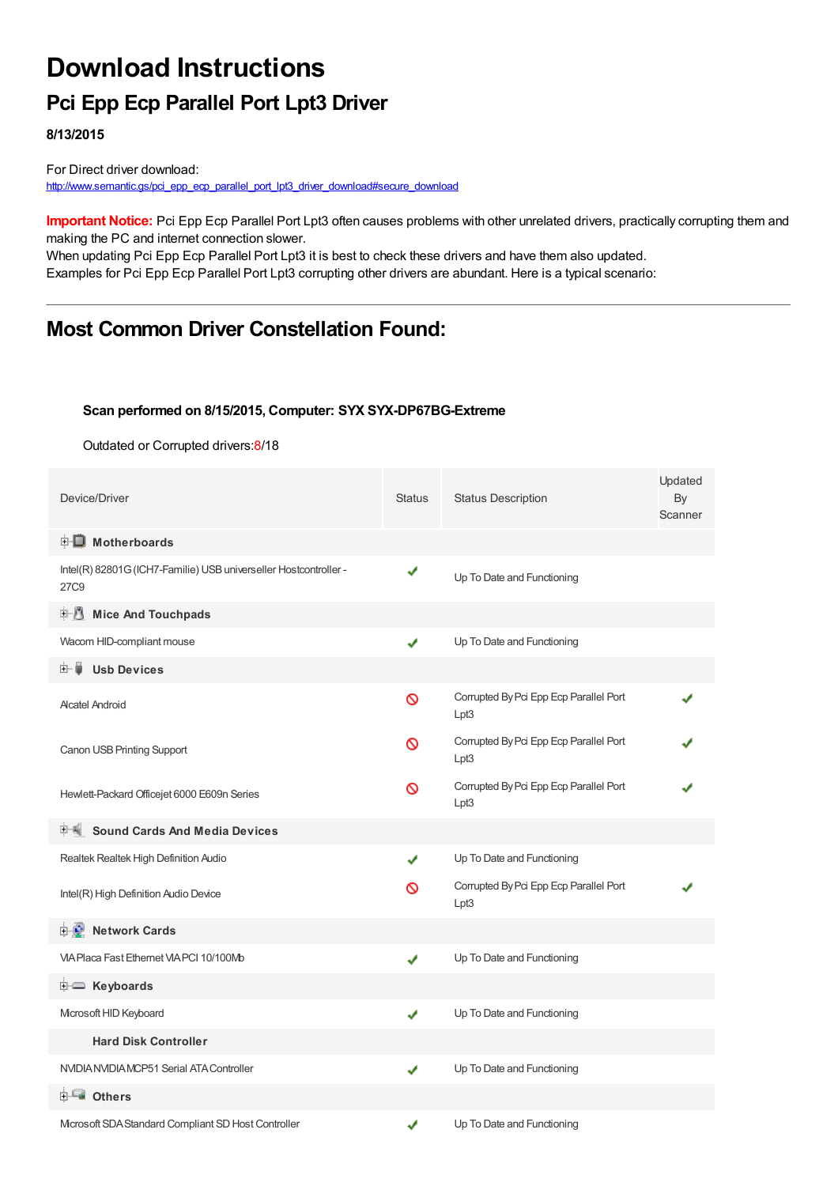# Download Instructions

## Pci Epp Ecp Parallel Port Lpt3 Driver

**8/13/2015**

For Direct driver download:
http://www.semantic.gs/pci_epp_ecp_parallel_port_lpt3_driver_download#secure_download

**Important Notice:** Pci Epp Ecp Parallel Port Lpt3 often causes problems with other unrelated drivers, practically corrupting them and making the PC and internet connection slower.
When updating Pci Epp Ecp Parallel Port Lpt3 it is best to check these drivers and have them also updated.
Examples for Pci Epp Ecp Parallel Port Lpt3 corrupting other drivers are abundant. Here is a typical scenario:

---

## Most Common Driver Constellation Found:

**Scan performed on 8/15/2015, Computer: SYX SYX-DP67BG-Extreme**

Outdated or Corrupted drivers:8/18

| Device/Driver | Status | Status Description | Updated By Scanner |
|---|---|---|---|
| **Motherboards** | | | |
| Intel(R) 82801G (ICH7-Familie) USB universeller Hostcontroller - 27C9 | ✔ | Up To Date and Functioning | |
| **Mice And Touchpads** | | | |
| Wacom HID-compliant mouse | ✔ | Up To Date and Functioning | |
| **Usb Devices** | | | |
| Alcatel Android | ⦸ | Corrupted By Pci Epp Ecp Parallel Port Lpt3 | ✔ |
| Canon USB Printing Support | ⦸ | Corrupted By Pci Epp Ecp Parallel Port Lpt3 | ✔ |
| Hewlett-Packard Officejet 6000 E609n Series | ⦸ | Corrupted By Pci Epp Ecp Parallel Port Lpt3 | ✔ |
| **Sound Cards And Media Devices** | | | |
| Realtek Realtek High Definition Audio | ✔ | Up To Date and Functioning | |
| Intel(R) High Definition Audio Device | ⦸ | Corrupted By Pci Epp Ecp Parallel Port Lpt3 | ✔ |
| **Network Cards** | | | |
| VIA Placa Fast Ethernet VIA PCI 10/100Mb | ✔ | Up To Date and Functioning | |
| **Keyboards** | | | |
| Microsoft HID Keyboard | ✔ | Up To Date and Functioning | |
| **Hard Disk Controller** | | | |
| NVIDIA NVIDIA MCP51 Serial ATA Controller | ✔ | Up To Date and Functioning | |
| **Others** | | | |
| Microsoft SDA Standard Compliant SD Host Controller | ✔ | Up To Date and Functioning | |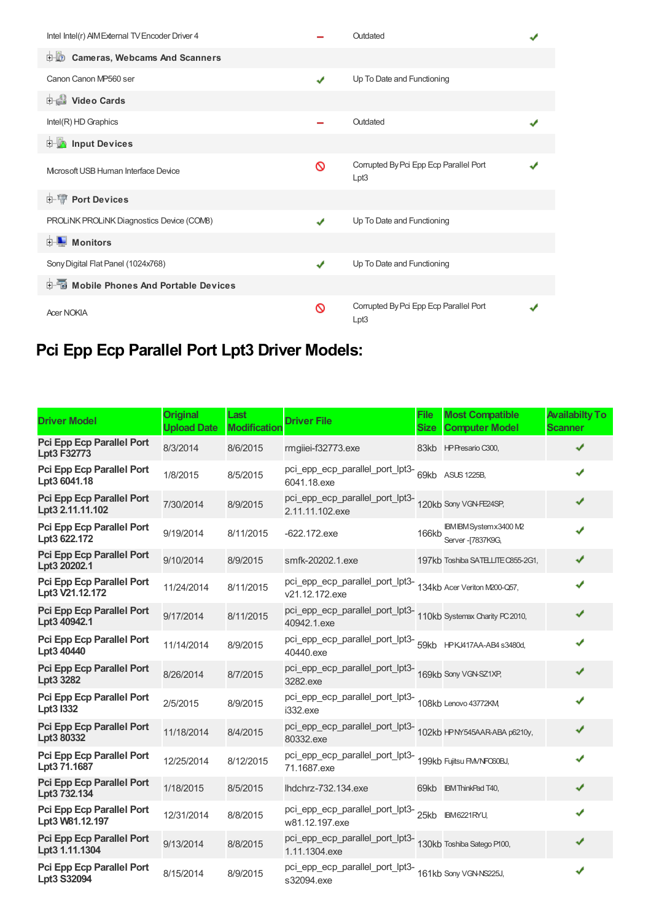| | | | |
|---|---|---|---|
| Intel Intel(r) AIM External TV Encoder Driver 4 | – | Outdated | ✔ |
| **Cameras, Webcams And Scanners** | | | |
| Canon Canon MP560 ser | ✔ | Up To Date and Functioning | |
| **Video Cards** | | | |
| Intel(R) HD Graphics | – | Outdated | ✔ |
| **Input Devices** | | | |
| Microsoft USB Human Interface Device | ⊘ | Corrupted By Pci Epp Ecp Parallel Port Lpt3 | ✔ |
| **Port Devices** | | | |
| PROLiNK PROLiNK Diagnostics Device (COM8) | ✔ | Up To Date and Functioning | |
| **Monitors** | | | |
| Sony Digital Flat Panel (1024x768) | ✔ | Up To Date and Functioning | |
| **Mobile Phones And Portable Devices** | | | |
| Acer NOKIA | ⊘ | Corrupted By Pci Epp Ecp Parallel Port Lpt3 | ✔ |

## Pci Epp Ecp Parallel Port Lpt3 Driver Models:

| Driver Model | Original Upload Date | Last Modification | Driver File | File Size | Most Compatible Computer Model | Availabilty To Scanner |
|---|---|---|---|---|---|---|
| **Pci Epp Ecp Parallel Port Lpt3 F32773** | 8/3/2014 | 8/6/2015 | rmgiiei-f32773.exe | 83kb | HP Presario C300, | ✔ |
| **Pci Epp Ecp Parallel Port Lpt3 6041.18** | 1/8/2015 | 8/5/2015 | pci_epp_ecp_parallel_port_lpt3-6041.18.exe | 69kb | ASUS 1225B, | ✔ |
| **Pci Epp Ecp Parallel Port Lpt3 2.11.11.102** | 7/30/2014 | 8/9/2015 | pci_epp_ecp_parallel_port_lpt3-2.11.11.102.exe | 120kb | Sony VGN-FE24SP, | ✔ |
| **Pci Epp Ecp Parallel Port Lpt3 622.172** | 9/19/2014 | 8/11/2015 | -622.172.exe | 166kb | IBM IBM System x3400 M2 Server -[7837K9G, | ✔ |
| **Pci Epp Ecp Parallel Port Lpt3 20202.1** | 9/10/2014 | 8/9/2015 | smfk-20202.1.exe | 197kb | Toshiba SATELLITE C855-2G1, | ✔ |
| **Pci Epp Ecp Parallel Port Lpt3 V21.12.172** | 11/24/2014 | 8/11/2015 | pci_epp_ecp_parallel_port_lpt3-v21.12.172.exe | 134kb | Acer Veriton M200-Q57, | ✔ |
| **Pci Epp Ecp Parallel Port Lpt3 40942.1** | 9/17/2014 | 8/11/2015 | pci_epp_ecp_parallel_port_lpt3-40942.1.exe | 110kb | Systemax Charity PC 2010, | ✔ |
| **Pci Epp Ecp Parallel Port Lpt3 40440** | 11/14/2014 | 8/9/2015 | pci_epp_ecp_parallel_port_lpt3-40440.exe | 59kb | HP KJ417AA-AB4 s3480d, | ✔ |
| **Pci Epp Ecp Parallel Port Lpt3 3282** | 8/26/2014 | 8/7/2015 | pci_epp_ecp_parallel_port_lpt3-3282.exe | 169kb | Sony VGN-SZ1XP, | ✔ |
| **Pci Epp Ecp Parallel Port Lpt3 I332** | 2/5/2015 | 8/9/2015 | pci_epp_ecp_parallel_port_lpt3-i332.exe | 108kb | Lenovo 43772KM, | ✔ |
| **Pci Epp Ecp Parallel Port Lpt3 80332** | 11/18/2014 | 8/4/2015 | pci_epp_ecp_parallel_port_lpt3-80332.exe | 102kb | HP NY545AAR-ABA p6210y, | ✔ |
| **Pci Epp Ecp Parallel Port Lpt3 71.1687** | 12/25/2014 | 8/12/2015 | pci_epp_ecp_parallel_port_lpt3-71.1687.exe | 199kb | Fujitsu FMVNFC60BJ, | ✔ |
| **Pci Epp Ecp Parallel Port Lpt3 732.134** | 1/18/2015 | 8/5/2015 | lhdchrz-732.134.exe | 69kb | IBM ThinkPad T40, | ✔ |
| **Pci Epp Ecp Parallel Port Lpt3 W81.12.197** | 12/31/2014 | 8/8/2015 | pci_epp_ecp_parallel_port_lpt3-w81.12.197.exe | 25kb | IBM6221RYU, | ✔ |
| **Pci Epp Ecp Parallel Port Lpt3 1.11.1304** | 9/13/2014 | 8/8/2015 | pci_epp_ecp_parallel_port_lpt3-1.11.1304.exe | 130kb | Toshiba Satego P100, | ✔ |
| **Pci Epp Ecp Parallel Port Lpt3 S32094** | 8/15/2014 | 8/9/2015 | pci_epp_ecp_parallel_port_lpt3-s32094.exe | 161kb | Sony VGN-NS225J, | ✔ |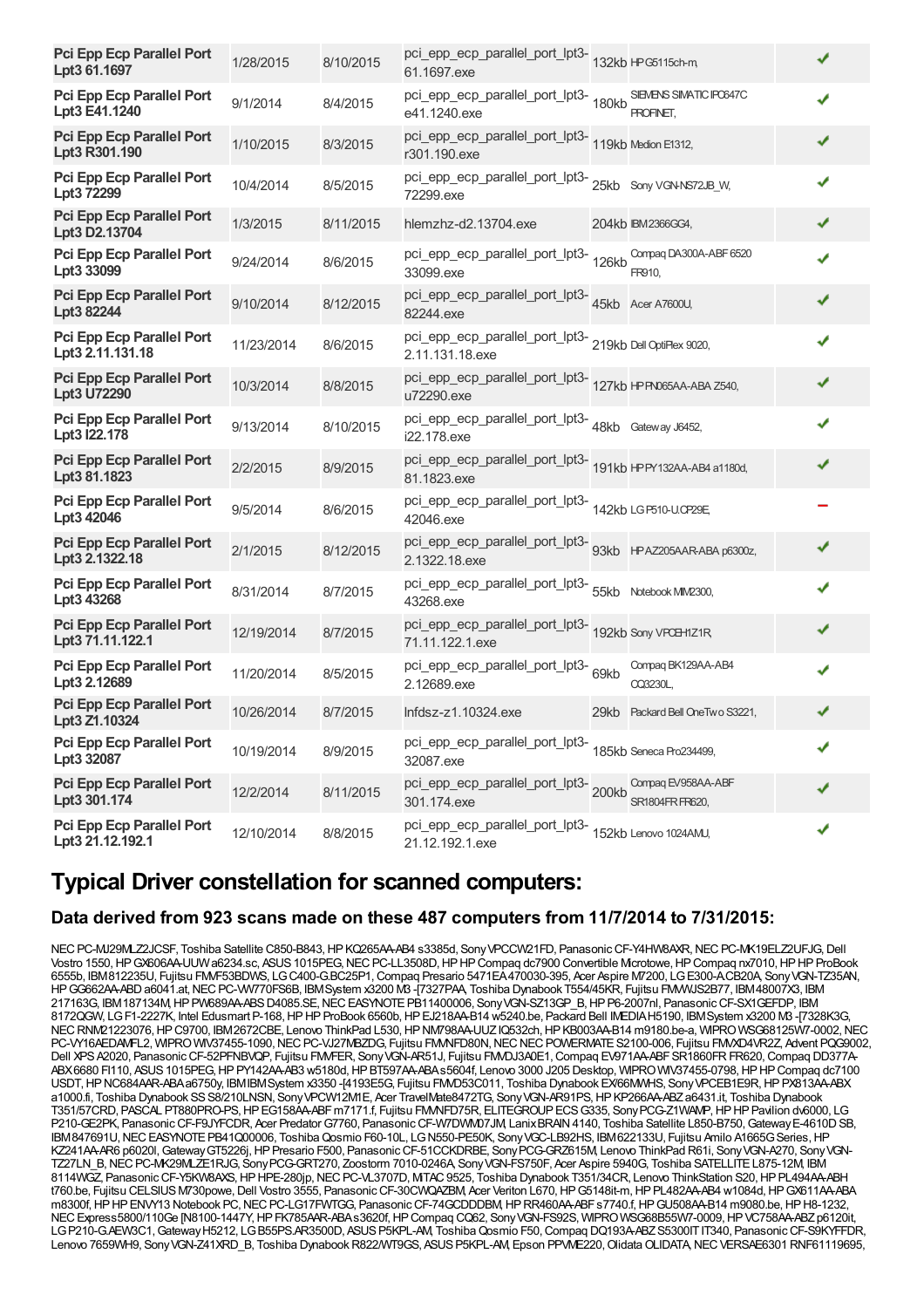| | | | | | | |
|---|---|---|---|---|---|---|
| **Pci Epp Ecp Parallel Port Lpt3 61.1697** | 1/28/2015 | 8/10/2015 | pci_epp_ecp_parallel_port_lpt3-61.1697.exe | 132kb | HP G5115ch-m, | ✔ |
| **Pci Epp Ecp Parallel Port Lpt3 E41.1240** | 9/1/2014 | 8/4/2015 | pci_epp_ecp_parallel_port_lpt3-e41.1240.exe | 180kb | SIEMENS SIMATIC IPC647C PROFINET, | ✔ |
| **Pci Epp Ecp Parallel Port Lpt3 R301.190** | 1/10/2015 | 8/3/2015 | pci_epp_ecp_parallel_port_lpt3-r301.190.exe | 119kb | Medion E1312, | ✔ |
| **Pci Epp Ecp Parallel Port Lpt3 72299** | 10/4/2014 | 8/5/2015 | pci_epp_ecp_parallel_port_lpt3-72299.exe | 25kb | Sony VGN-NS72JB_W, | ✔ |
| **Pci Epp Ecp Parallel Port Lpt3 D2.13704** | 1/3/2015 | 8/11/2015 | hlemzhz-d2.13704.exe | 204kb | IBM 2366GG4, | ✔ |
| **Pci Epp Ecp Parallel Port Lpt3 33099** | 9/24/2014 | 8/6/2015 | pci_epp_ecp_parallel_port_lpt3-33099.exe | 126kb | Compaq DA300A-ABF 6520 FR910, | ✔ |
| **Pci Epp Ecp Parallel Port Lpt3 82244** | 9/10/2014 | 8/12/2015 | pci_epp_ecp_parallel_port_lpt3-82244.exe | 45kb | Acer A7600U, | ✔ |
| **Pci Epp Ecp Parallel Port Lpt3 2.11.131.18** | 11/23/2014 | 8/6/2015 | pci_epp_ecp_parallel_port_lpt3-2.11.131.18.exe | 219kb | Dell OptiPlex 9020, | ✔ |
| **Pci Epp Ecp Parallel Port Lpt3 U72290** | 10/3/2014 | 8/8/2015 | pci_epp_ecp_parallel_port_lpt3-u72290.exe | 127kb | HP PN065AA-ABA Z540, | ✔ |
| **Pci Epp Ecp Parallel Port Lpt3 I22.178** | 9/13/2014 | 8/10/2015 | pci_epp_ecp_parallel_port_lpt3-i22.178.exe | 48kb | Gateway J6452, | ✔ |
| **Pci Epp Ecp Parallel Port Lpt3 81.1823** | 2/2/2015 | 8/9/2015 | pci_epp_ecp_parallel_port_lpt3-81.1823.exe | 191kb | HP PY132AA-AB4 a1180d, | ✔ |
| **Pci Epp Ecp Parallel Port Lpt3 42046** | 9/5/2014 | 8/6/2015 | pci_epp_ecp_parallel_port_lpt3-42046.exe | 142kb | LG P510-U.CP29E, | – |
| **Pci Epp Ecp Parallel Port Lpt3 2.1322.18** | 2/1/2015 | 8/12/2015 | pci_epp_ecp_parallel_port_lpt3-2.1322.18.exe | 93kb | HP AZ205AAR-ABA p6300z, | ✔ |
| **Pci Epp Ecp Parallel Port Lpt3 43268** | 8/31/2014 | 8/7/2015 | pci_epp_ecp_parallel_port_lpt3-43268.exe | 55kb | Notebook MIM2300, | ✔ |
| **Pci Epp Ecp Parallel Port Lpt3 71.11.122.1** | 12/19/2014 | 8/7/2015 | pci_epp_ecp_parallel_port_lpt3-71.11.122.1.exe | 192kb | Sony VPCEH1Z1R, | ✔ |
| **Pci Epp Ecp Parallel Port Lpt3 2.12689** | 11/20/2014 | 8/5/2015 | pci_epp_ecp_parallel_port_lpt3-2.12689.exe | 69kb | Compaq BK129AA-AB4 CQ3230L, | ✔ |
| **Pci Epp Ecp Parallel Port Lpt3 Z1.10324** | 10/26/2014 | 8/7/2015 | lnfdsz-z1.10324.exe | 29kb | Packard Bell OneTwo S3221, | ✔ |
| **Pci Epp Ecp Parallel Port Lpt3 32087** | 10/19/2014 | 8/9/2015 | pci_epp_ecp_parallel_port_lpt3-32087.exe | 185kb | Seneca Pro234499, | ✔ |
| **Pci Epp Ecp Parallel Port Lpt3 301.174** | 12/2/2014 | 8/11/2015 | pci_epp_ecp_parallel_port_lpt3-301.174.exe | 200kb | Compaq EV958AA-ABF SR1804FR FR620, | ✔ |
| **Pci Epp Ecp Parallel Port Lpt3 21.12.192.1** | 12/10/2014 | 8/8/2015 | pci_epp_ecp_parallel_port_lpt3-21.12.192.1.exe | 152kb | Lenovo 1024AMU, | ✔ |

# Typical Driver constellation for scanned computers:

## Data derived from 923 scans made on these 487 computers from 11/7/2014 to 7/31/2015:

NEC PC-MJ29MLZ2JCSF, Toshiba Satellite C850-B843, HP KQ265AA-AB4 s3385d, Sony VPCCW21FD, Panasonic CF-Y4HW8AXR, NEC PC-MK19ELZ2UFJG, Dell Vostro 1550, HP GX606AA-UUW a6234.sc, ASUS 1015PEG, NEC PC-LL3508D, HP HP Compaq dc7900 Convertible Microtowe, HP HP Compaq nx7010, HP HP ProBook 6555b, IBM 812235U, Fujitsu FMVF53BDWS, LG C400-G.BC25P1, Compaq Presario 5471EA 470030-395, Acer Aspire M7200, LG E300-A.CB20A, Sony VGN-TZ35AN, HP GG662AA-ABD a6041.at, NEC PC-VW770FS6B, IBM System x3200 M3 -[7327PAA, Toshiba Dynabook T554/45KR, Fujitsu FMVWJS2B77, IBM 48007X3, IBM 217163G, IBM 187134M, HP PW689AA-ABS D4085.SE, NEC EASYNOTE PB11400006, Sony VGN-SZ13GP_B, HP P6-2007nl, Panasonic CF-SX1GEFDP, IBM 8172QGW, LG F1-2227K, Intel Edusmart P-168, HP HP ProBook 6560b, HP EJ218AA-B14 w5240.be, Packard Bell IMEDIA H5190, IBM System x3200 M3 -[7328K3G, NEC RNM21223076, HP C9700, IBM2672CBE, Lenovo ThinkPad L530, HP NM798AA-UUZ IQ532ch, HP KB003AA-B14 m9180.be-a, WIPRO WSG68125W7-0002, NEC PC-VY16AEDAMFL2, WIPRO WIV37455-1090, NEC PC-VJ27MBZDG, Fujitsu FMVNFD80N, NEC NEC POWERMATE S2100-006, Fujitsu FMXD4VR2Z, Advent PQG9002, Dell XPS A2020, Panasonic CF-52PFNBVQP, Fujitsu FMVFER, Sony VGN-AR51J, Fujitsu FMVDJ3A0E1, Compaq EV971AA-ABF SR1860FR FR620, Compaq DD377A-ABX 6680 FI110, ASUS 1015PEG, HP PY142AA-AB3 w5180d, HP BT597AA-ABA s5604f, Lenovo 3000 J205 Desktop, WIPRO WIV37455-0798, HP HP Compaq dc7100 USDT, HP NC684AAR-ABA a6750y, IBM IBM System x3350 -[4193E5G, Fujitsu FMVD53C011, Toshiba Dynabook EX/66MWHS, Sony VPCEB1E9R, HP PX813AA-ABX a1000.fi, Toshiba Dynabook SS S8/210LNSN, Sony VPCW12M1E, Acer TravelMate8472TG, Sony VGN-AR91PS, HP KP266AA-ABZ a6431.it, Toshiba Dynabook T351/57CRD, PASCAL PT880PRO-PS, HP EG158AA-ABF m7171.f, Fujitsu FMVNFD75R, ELITEGROUP ECS G335, Sony PCG-Z1WAMP, HP HP Pavilion dv6000, LG P210-GE2PK, Panasonic CF-F9JYFCDR, Acer Predator G7760, Panasonic CF-W7DWM07JM, Lanix BRAIN 4140, Toshiba Satellite L850-B750, Gateway E-4610D SB, IBM 847691U, NEC EASYNOTE PB41Q00006, Toshiba Qosmio F60-10L, LG N550-PE50K, Sony VGC-LB92HS, IBM 622133U, Fujitsu Amilo A1665G Series, HP KZ241AA-AR6 p6020l, Gateway GT5226j, HP Presario F500, Panasonic CF-51CCKDRBE, Sony PCG-GRZ615M, Lenovo ThinkPad R61i, Sony VGN-A270, Sony VGN-TZ27LN_B, NEC PC-MK29MLZE1RJG, Sony PCG-GRT270, Zoostorm 7010-0246A, Sony VGN-FS750F, Acer Aspire 5940G, Toshiba SATELLITE L875-12M, IBM 8114WGZ, Panasonic CF-Y5KW8AXS, HP HPE-280jp, NEC PC-VL3707D, MITAC 9525, Toshiba Dynabook T351/34CR, Lenovo ThinkStation S20, HP PL494AA-ABH t760.be, Fujitsu CELSIUS M730powe, Dell Vostro 3555, Panasonic CF-30CWQAZBM, Acer Veriton L670, HP G5148it-m, HP PL482AA-AB4 w1084d, HP GX611AA-ABA m8300f, HP HP ENVY13 Notebook PC, NEC PC-LG17FWTGG, Panasonic CF-74GCDDDBM, HP RR460AA-ABF s7740.f, HP GU508AA-B14 m9080.be, HP H8-1232, NEC Express5800/110Ge [N8100-1447Y, HP FK785AAR-ABA s3620f, HP Compaq CQ62, Sony VGN-FS92S, WIPRO WSG68B55W7-0009, HP VC758AA-ABZ p6120it, LG P210-G.AEW3C1, Gateway H5212, LG B55PS.AR3500D, ASUS P5KPL-AM, Toshiba Qosmio F50, Compaq DQ193A-ABZ S5300IT IT340, Panasonic CF-S9KYFFDR, Lenovo 7659WH9, Sony VGN-Z41XRD_B, Toshiba Dynabook R822/WT9GS, ASUS P5KPL-AM, Epson PPVME220, Olidata OLIDATA, NEC VERSAE6301 RNF61119695,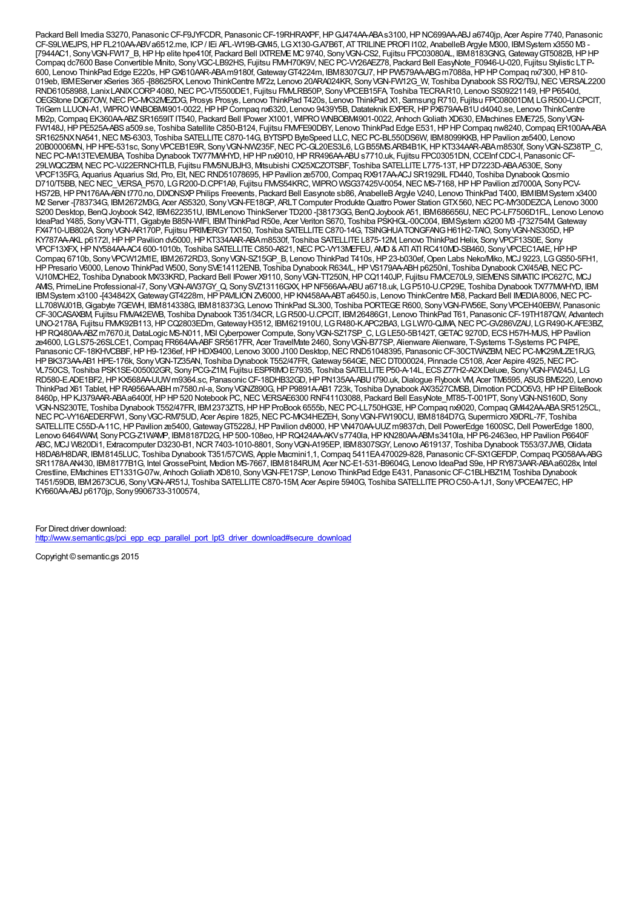Packard Bell Imedia S3270, Panasonic CF-F9JYFCDR, Panasonic CF-19RHRAXPF, HP GJ474AA-ABA s3100, HP NC699AA-ABJ a6740jp, Acer Aspire 7740, Panasonic CF-S9LWEJPS, HP FL210AA-ABV a6512.me, ICP / IEi AFL-W19B-GM45, LG X130-G.A7B6T, AT TRILINE PROFI I102, AnabelleB Argyle M300, IBM System x3550 M3 -[7944AC1, Sony VGN-FW17_B, HP Hp elite hpe410f, Packard Bell IXTREME MC 9740, Sony VGN-CS2, Fujitsu FPC03080AL, IBM 8183GNG, Gateway GT5082B, HP HP Compaq dc7600 Base Convertible Minito, Sony VGC-LB92HS, Fujitsu FMVH70K9V, NEC PC-VY26AEZ78, Packard Bell EasyNote_F0946-U-020, Fujitsu Stylistic LT P-600, Lenovo ThinkPad Edge E220s, HP GX610AAR-ABA m9180f, Gateway GT4224m, IBM 8307GU7, HP PW579AA-ABG m7088a, HP HP Compaq nx7300, HP 810-019eb, IBM EServer xSeries 365 -[88625RX, Lenovo ThinkCentre M72z, Lenovo 20ARA024KR, Sony VGN-FW12G_W, Toshiba Dynabook SS RX2/T9J, NEC VERSAL2200 RND61058988, Lanix LANIX CORP 4080, NEC PC-VT5500DE1, Fujitsu FMVLRB50P, Sony VPCEB15FA, Toshiba TECRA R10, Lenovo SS09221149, HP P6540d, OEGStone DQ67OW, NEC PC-MK32MEZDG, Prosys Prosys, Lenovo ThinkPad T420s, Lenovo ThinkPad X1, Samsung R710, Fujitsu FPC08001DM, LG R500-U.CPCIT, TriGem LLUON-A1, WIPRO WNBOBM4901-0022, HP HP Compaq nx6320, Lenovo 9439Y5B, Datateknik EXPER, HP PX679AA-B1U d4040.se, Lenovo ThinkCentre M92p, Compaq EK360AA-ABZ SR1659IT IT540, Packard Bell IPower X1001, WIPRO WNBOBM4901-0022, Anhoch Goliath XD630, EMachines EME725, Sony VGN-FW148J, HP PE525A-ABS a509.se, Toshiba Satellite C850-B124, Fujitsu FMVFE90DBY, Lenovo ThinkPad Edge E531, HP HP Compaq nw8240, Compaq ER100AA-ABA SR1625NX NA541, NEC MS-6303, Toshiba SATELLITE C870-14G, BYTSPD ByteSpeed LLC, NEC PC-BL550DS6W, IBM 8099KKB, HP Pavilion ze5400, Lenovo 20B00006MN, HP HPE-531sc, Sony VPCEB1E9R, Sony VGN-NW235F, NEC PC-GL20ES3L6, LG B55MS.ARB4B1K, HP KT334AAR-ABA m8530f, Sony VGN-SZ38TP_C, NEC PC-MA13TEVEMJBA, Toshiba Dynabook TX/77MWHYD, HP HP nx9010, HP RR496AA-ABU s7710.uk, Fujitsu FPC03051DN, CCEInf CDC-I, Panasonic CF-29LWQCZBM, NEC PC-VJ22ERNCHTLB, Fujitsu FMV5NUBJH3, Mitsubishi CX25XCZOTSBF, Toshiba SATELLITE L775-13T, HP D7223D-ABA A530E, Sony VPCF135FG, Aquarius Aquarius Std, Pro, Elt, NEC RND51078695, HP Pavilion ze5700, Compaq RX917AA-ACJ SR1929IL FD440, Toshiba Dynabook Qosmio D710/T5BB, NEC NEC_VERSA_P570, LG R200-D.CPF1A9, Fujitsu FMVS54KRC, WIPRO WSG37425V-0054, NEC MS-7168, HP HP Pavilion zd7000A, Sony PCV-HS72B, HP PN176AA-ABN t770.no, DIXONSXP Philips Freevents, Packard Bell Easynote sb86, AnabelleB Argyle V240, Lenovo ThinkPad T400, IBM IBM System x3400 M2 Server -[783734G, IBM 2672M3G, Acer AS5320, Sony VGN-FE18GP, ARLT Computer Produkte Quattro Power Station GTX 560, NEC PC-MY30DEZCA, Lenovo 3000 S200 Desktop, BenQ Joybook S42, IBM 622351U, IBM Lenovo ThinkServer TD200 -[38173GG, BenQ Joybook A51, IBM 686656U, NEC PC-LF7506D1FL, Lenovo Lenovo IdeaPad Y485, Sony VGN-TT1, Gigabyte B85N-WIFI, IBM ThinkPad R50e, Acer Veriton S670, Toshiba PSKHGL-00C004, IBM System x3200 M3 -[732754M, Gateway FX4710-UB802A, Sony VGN-AR170P, Fujitsu PRIMERGY TX150, Toshiba SATELLITE C870-14G, TSINGHUA TONGFANG H61H2-TAIO, Sony VGN-NS305D, HP KY787AA-AKL p6172l, HP HP Pavilion dv5000, HP KT334AAR-ABA m8530f, Toshiba SATELLITE L875-12M, Lenovo ThinkPad Helix, Sony VPCF13S0E, Sony VPCF13XFX, HP NY584AA-AC4 600-1010b, Toshiba SATELLITE C850-A821, NEC PC-VY13MEFEU, AMD & ATI ATI RC410MD-SB460, Sony VPCEC1A4E, HP HP Compaq 6710b, Sony VPCW12M1E, IBM 2672RD3, Sony VGN-SZ15GP_B, Lenovo ThinkPad T410s, HP 23-b030ef, Open Labs Neko/Miko, MCJ 9223, LG GS50-5FH1, HP Presario V6000, Lenovo ThinkPad W500, Sony SVE14112ENB, Toshiba Dynabook R634/L, HP VS179AA-ABH p6250nl, Toshiba Dynabook CX/45AB, NEC PC-VJ10MCHE2, Toshiba Dynabook MX/33KRD, Packard Bell IPower X9110, Sony VGN-TT250N, HP CQ1140JP, Fujitsu FMVCE70L9, SIEMENS SIMATIC IPC627C, MCJ AMS, PrimeLine Professional-i7, Sony VGN-AW37GY_Q, Sony SVZ13116GXX, HP NF566AA-ABU a6718.uk, LG P510-U.CP29E, Toshiba Dynabook TX/77MWHYD, IBM IBM System x3100 -[434842X, Gateway GT4228m, HP PAVILION ZV6000, HP KN458AA-ABT a6450.is, Lenovo ThinkCentre M58, Packard Bell IMEDIA 8006, NEC PC-LL708WJ01B, Gigabyte 7GEWH, IBM 814338G, IBM 818373G, Lenovo ThinkPad SL300, Toshiba PORTEGE R600, Sony VGN-FW56E, Sony VPCEH40EBW, Panasonic CF-30CASAXBM, Fujitsu FMVA42EWB, Toshiba Dynabook T351/34CR, LG R500-U.CPCIT, IBM 26486G1, Lenovo ThinkPad T61, Panasonic CF-19TH187QW, Advantech UNO-2178A, Fujitsu FMVK92B113, HP CQ2803EDm, Gateway H3512, IBM 621910U, LG R480-K.APC2BA3, LG LW70-QJMA, NEC PC-GV286VZAU, LG R490-K.AFE3BZ, HP RQ480AA-ABZ m7670.it, DataLogic MS-N011, MSI Cyberpower Compute, Sony VGN-SZ17SP_C, LG LE50-5B142T, GETAC 9270D, ECS H57H-MUS, HP Pavilion ze4600, LG LS75-26SLCE1, Compaq FR664AA-ABF SR5617FR, Acer TravelMate 2460, Sony VGN-B77SP, Alienware Alienware, T-Systems T-Systems PC P4PE, Panasonic CF-18KHVCBBF, HP H9-1236ef, HP HDX9400, Lenovo 3000 J100 Desktop, NEC RND51048395, Panasonic CF-30CTWAZBM, NEC PC-MK29MLZE1RJG, HP BK373AA-AB1 HPE-176k, Sony VGN-TZ35AN, Toshiba Dynabook T552/47FR, Gateway 564GE, NEC DT000024, Pinnacle C5108, Acer Aspire 4925, NEC PC-VL750CS, Toshiba PSK1SE-005002GR, Sony PCG-Z1M, Fujitsu ESPRIMO E7935, Toshiba SATELLITE P50-A-14L, ECS Z77H2-A2X Deluxe, Sony VGN-FW245J, LG RD580-E.ADE1BF2, HP KX568AA-UUW m9364.sc, Panasonic CF-18DHB32GD, HP PN135AA-ABU t790.uk, Dialogue Flybook VM, Acer TM6595, ASUS BM5220, Lenovo ThinkPad X61 Tablet, HP RA956AA-ABH m7580.nl-a, Sony VGNZ890G, HP P9891A-AB1 723k, Toshiba Dynabook AX/3527CMSB, Dimotion PCDO5V3, HP HP EliteBook 8460p, HP KJ379AAR-ABA a6400f, HP HP 520 Notebook PC, NEC VERSAE6300 RNF41103088, Packard Bell EasyNote_MT85-T-001PT, Sony VGN-NS160D, Sony VGN-NS230TE, Toshiba Dynabook T552/47FR, IBM 2373ZTS, HP HP ProBook 6555b, NEC PC-LL750HG3E, HP Compaq nx9020, Compaq GM442AA-ABA SR5125CL, NEC PC-VY16AEDERFW1, Sony VGC-RM75UD, Acer Aspire 1825, NEC PC-MK34HEZEH, Sony VGN-FW190CU, IBM 8184D7G, Supermicro X9DRL-7F, Toshiba SATELLITE C55D-A-11C, HP Pavilion ze5400, Gateway GT5228J, HP Pavilion dv8000, HP VN470AA-UUZ m9837ch, Dell PowerEdge 1600SC, Dell PowerEdge 1800, Lenovo 6464WAM, Sony PCG-Z1WAMP, IBM 8187D2G, HP 500-108eo, HP RQ424AA-AKV s7740la, HP KN280AA-ABM s3410la, HP P6-2463eo, HP Pavilion P6640F ABC, MCJ W820Di1, Extracomputer D3230-B1, NCR 7403-1010-8801, Sony VGN-A195EP, IBM 8307SGY, Lenovo A619137, Toshiba Dynabook T553/37JWB, Olidata H8DA8/H8DAR, IBM 8145LUC, Toshiba Dynabook T351/57CWS, Apple Macmini1,1, Compaq 5411EA 470029-828, Panasonic CF-SX1GEFDP, Compaq PG058AA-ABG SR1178A AN430, IBM 8177B1G, Intel GrossePoint, Medion MS-7667, IBM 8184RUM, Acer NC-E1-531-B9604G, Lenovo IdeaPad S9e, HP RY873AAR-ABA a6028x, Intel Crestline, EMachines ET1331G-07w, Anhoch Goliath XD810, Sony VGN-FE17SP, Lenovo ThinkPad Edge E431, Panasonic CF-C1BLHBZ1M, Toshiba Dynabook T451/59DB, IBM 2673CU6, Sony VGN-AR51J, Toshiba SATELLITE C870-15M, Acer Aspire 5940G, Toshiba SATELLITE PRO C50-A-1J1, Sony VPCEA47EC, HP KY660AA-ABJ p6170jp, Sony 9906733-3100574,

For Direct driver download:
http://www.semantic.gs/pci_epp_ecp_parallel_port_lpt3_driver_download#secure_download

Copyright © semantic.gs 2015